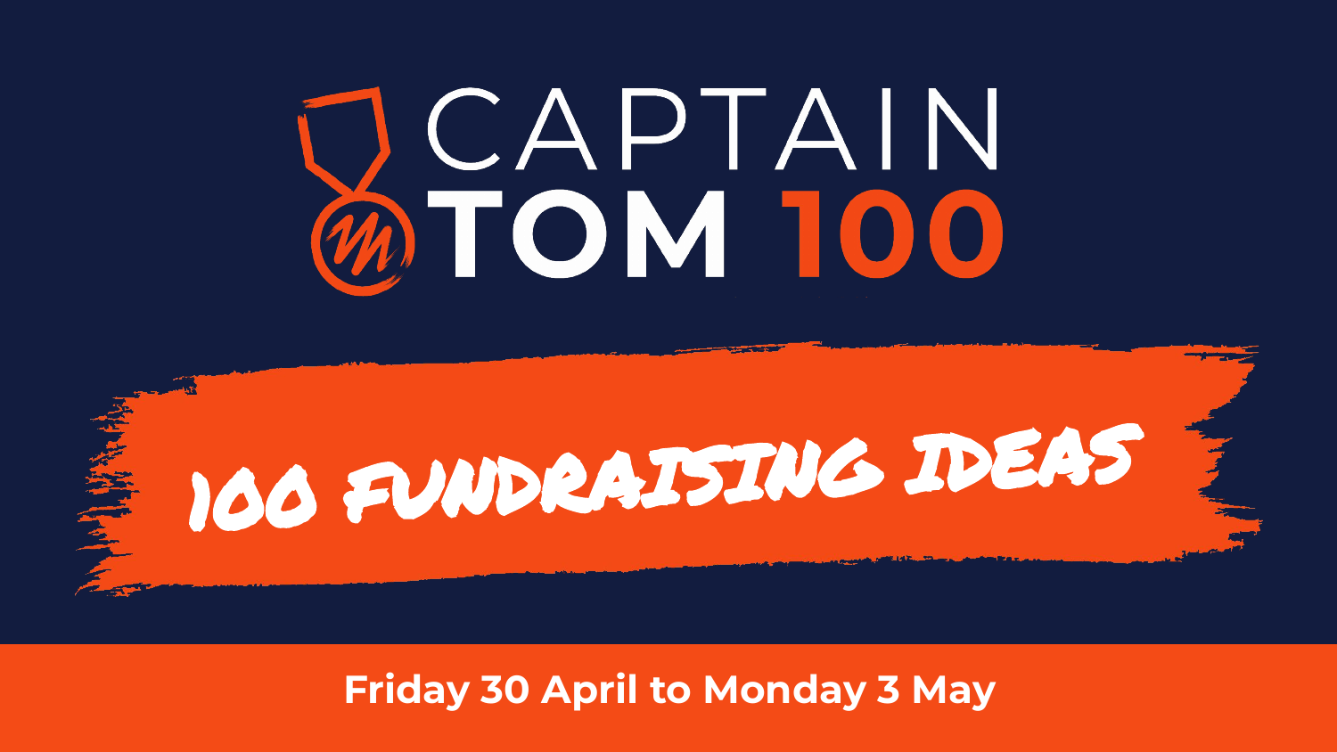# CAPTAIN TOM 100

## 100 FUNDRAISING IDEAS

**Friday 30 April to Monday 3 May**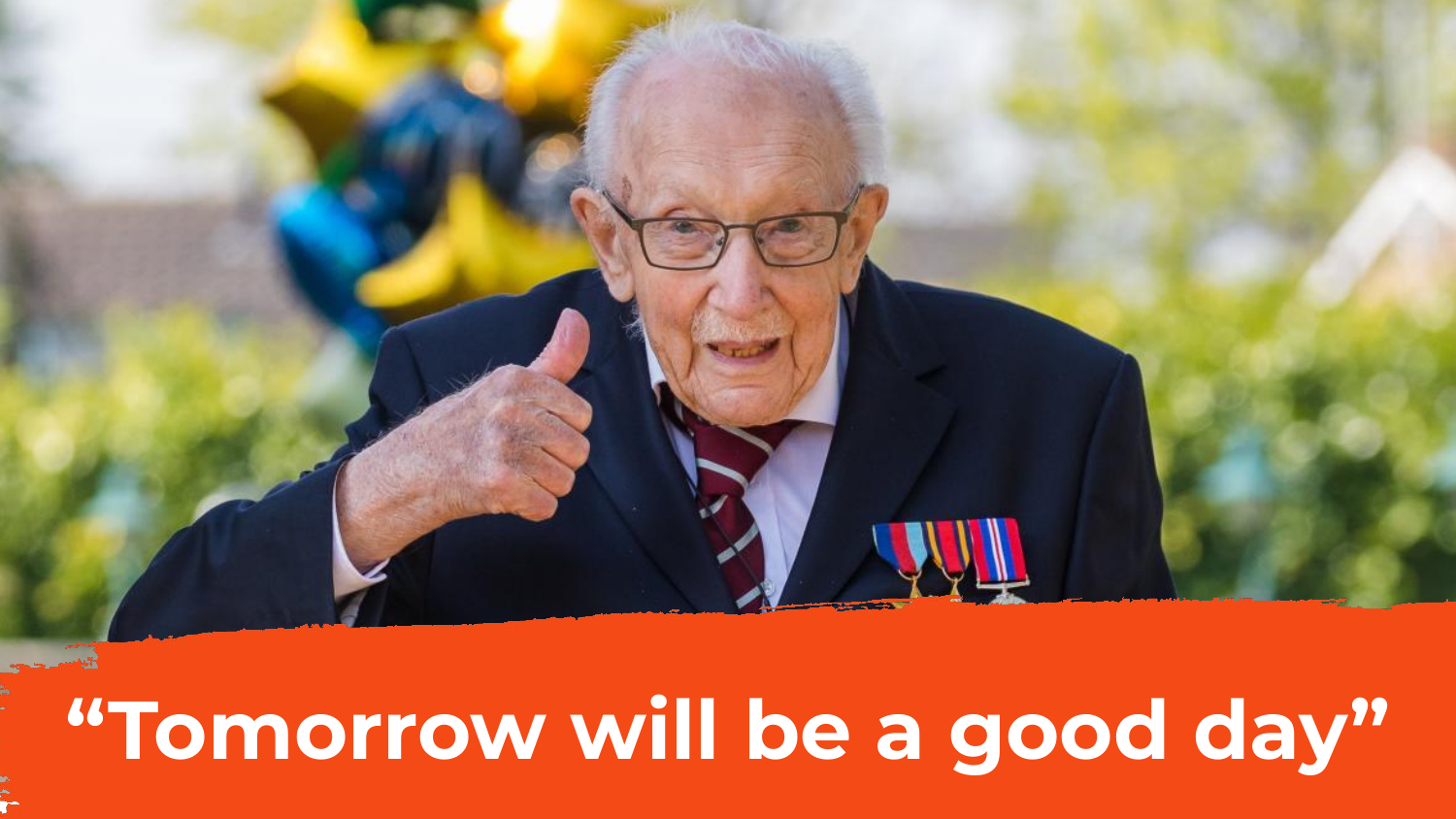“Tomorrow will be a good day”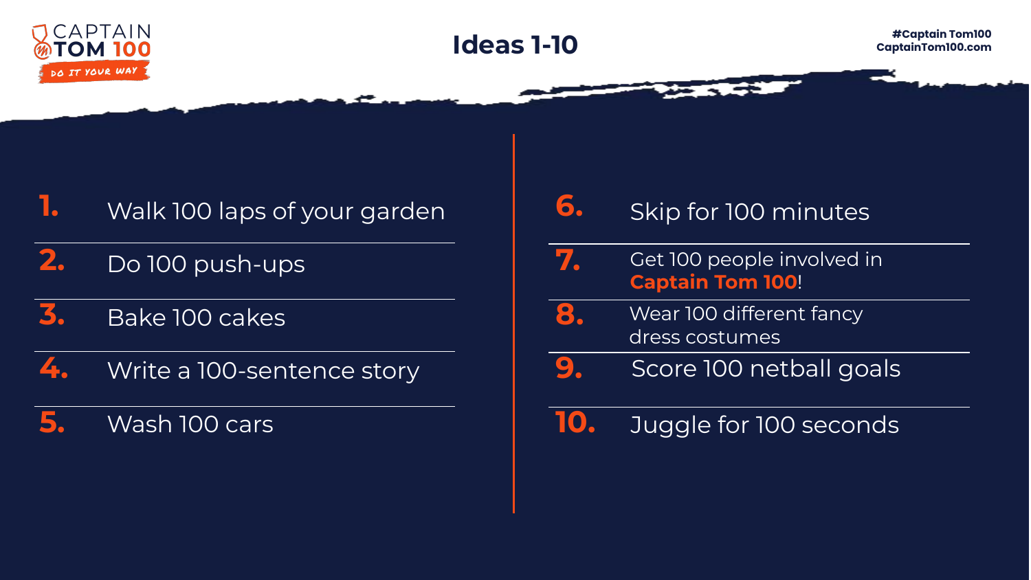# Ideas 1-10

1. Walk 100 laps of your garden
2. Do 100 push-ups
3. Bake 100 cakes
4. Write a 100-sentence story
5. Wash 100 cars
6. Skip for 100 minutes
7. Get 100 people involved in **Captain Tom 100**!
8. Wear 100 different fancy dress costumes
9. Score 100 netball goals
10. Juggle for 100 seconds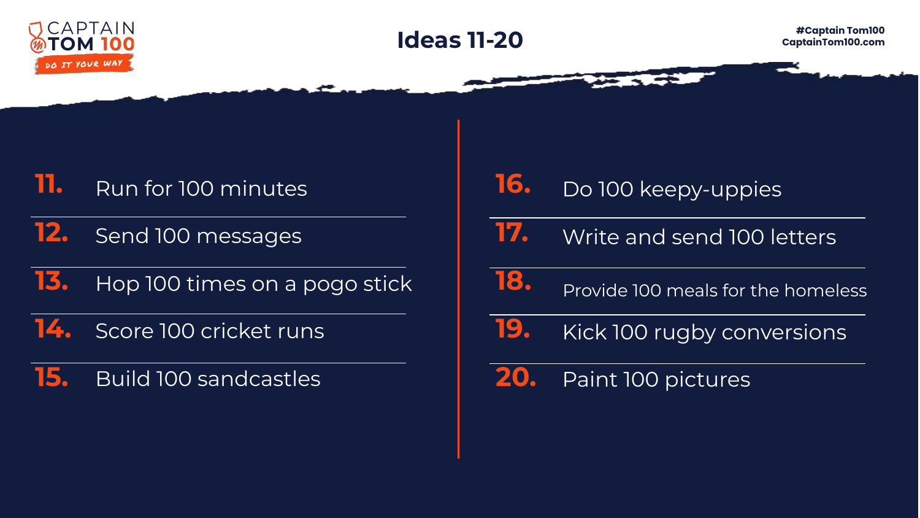# Ideas 11-20

11. Run for 100 minutes
12. Send 100 messages
13. Hop 100 times on a pogo stick
14. Score 100 cricket runs
15. Build 100 sandcastles
16. Do 100 keepy-uppies
17. Write and send 100 letters
18. Provide 100 meals for the homeless
19. Kick 100 rugby conversions
20. Paint 100 pictures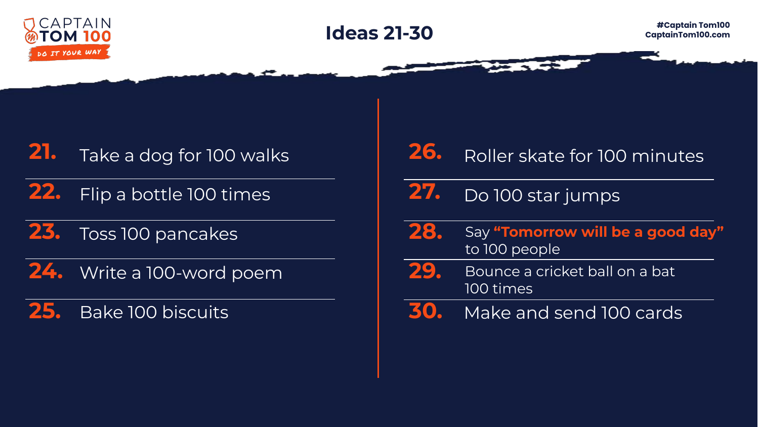# Ideas 21-30

21. Take a dog for 100 walks
22. Flip a bottle 100 times
23. Toss 100 pancakes
24. Write a 100-word poem
25. Bake 100 biscuits
26. Roller skate for 100 minutes
27. Do 100 star jumps
28. Say **"Tomorrow will be a good day"** to 100 people
29. Bounce a cricket ball on a bat 100 times
30. Make and send 100 cards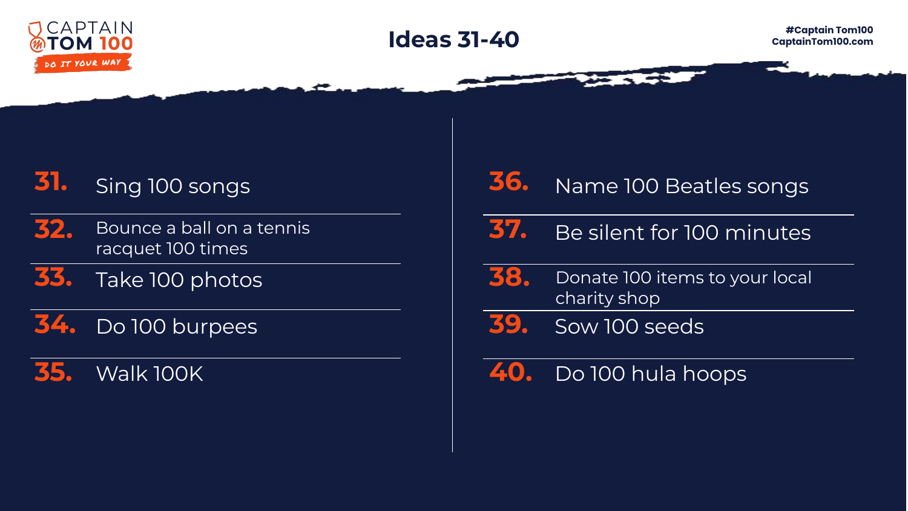# Ideas 31-40

31. Sing 100 songs
32. Bounce a ball on a tennis racquet 100 times
33. Take 100 photos
34. Do 100 burpees
35. Walk 100K
36. Name 100 Beatles songs
37. Be silent for 100 minutes
38. Donate 100 items to your local charity shop
39. Sow 100 seeds
40. Do 100 hula hoops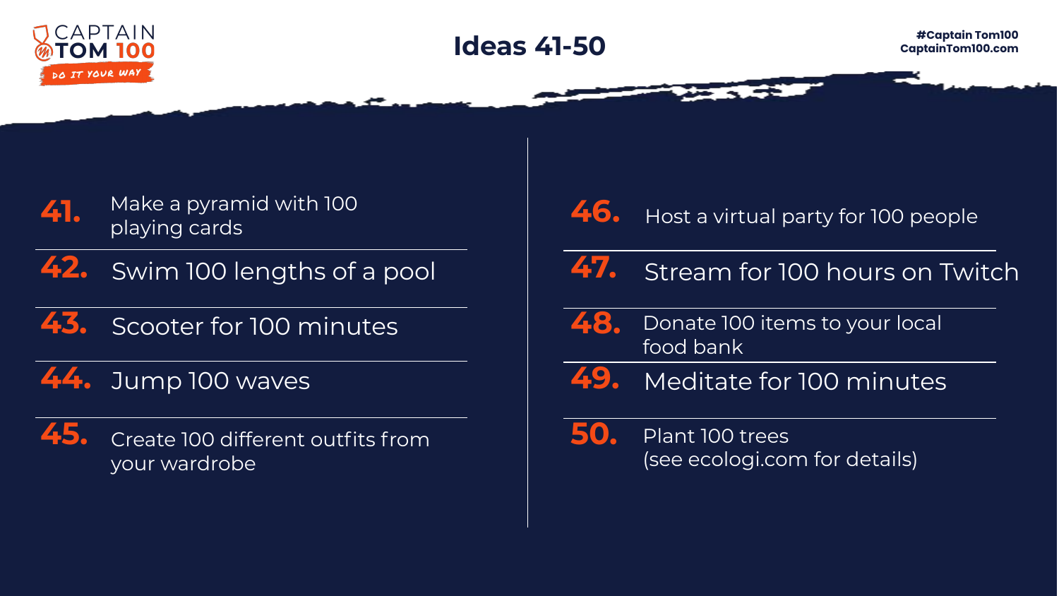# Ideas 41-50

41. Make a pyramid with 100 playing cards
42. Swim 100 lengths of a pool
43. Scooter for 100 minutes
44. Jump 100 waves
45. Create 100 different outfits from your wardrobe
46. Host a virtual party for 100 people
47. Stream for 100 hours on Twitch
48. Donate 100 items to your local food bank
49. Meditate for 100 minutes
50. Plant 100 trees (see ecologi.com for details)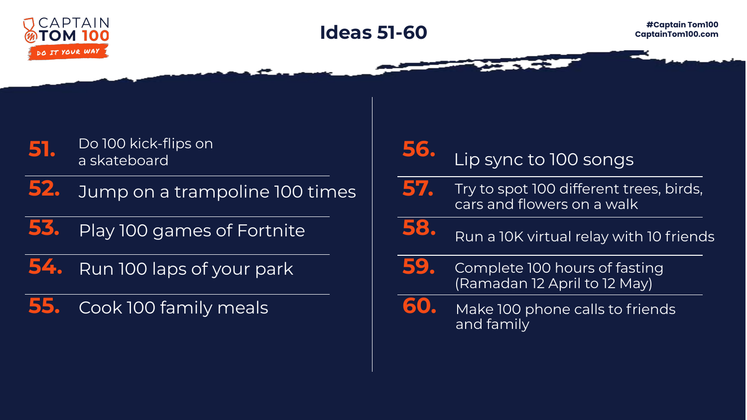# Ideas 51-60

51. Do 100 kick-flips on a skateboard
52. Jump on a trampoline 100 times
53. Play 100 games of Fortnite
54. Run 100 laps of your park
55. Cook 100 family meals
56. Lip sync to 100 songs
57. Try to spot 100 different trees, birds, cars and flowers on a walk
58. Run a 10K virtual relay with 10 friends
59. Complete 100 hours of fasting (Ramadan 12 April to 12 May)
60. Make 100 phone calls to friends and family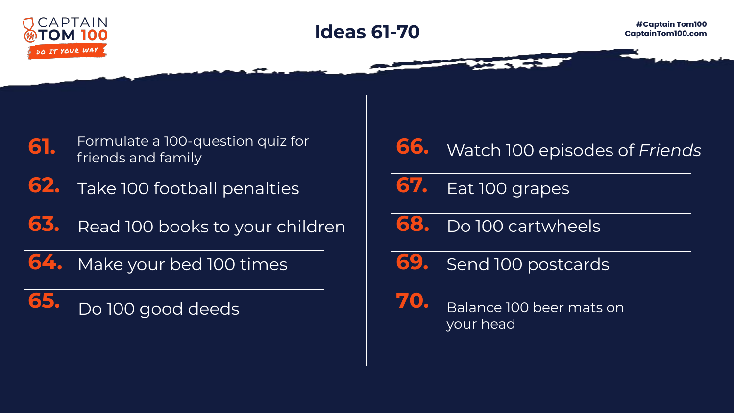# Ideas 61-70

61. Formulate a 100-question quiz for friends and family
62. Take 100 football penalties
63. Read 100 books to your children
64. Make your bed 100 times
65. Do 100 good deeds
66. Watch 100 episodes of *Friends*
67. Eat 100 grapes
68. Do 100 cartwheels
69. Send 100 postcards
70. Balance 100 beer mats on your head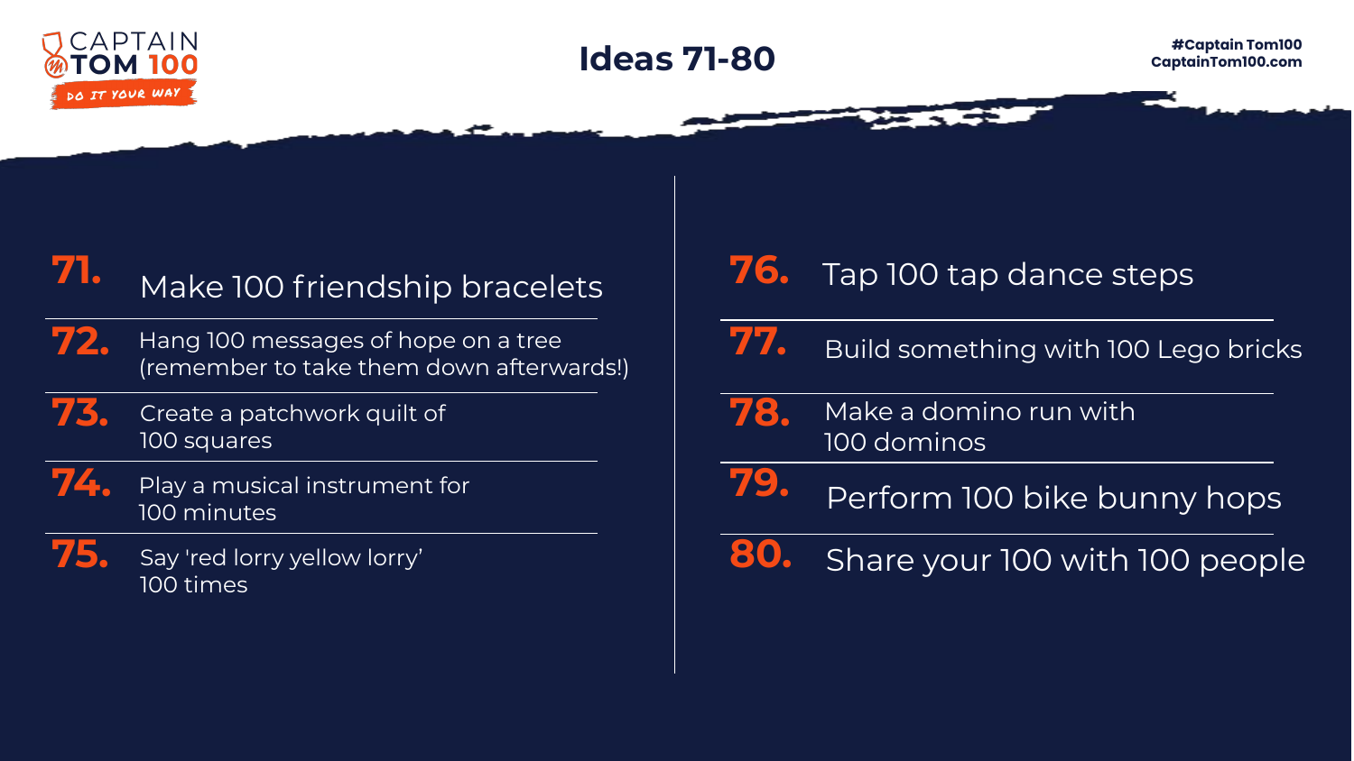# Ideas 71-80

71. Make 100 friendship bracelets
72. Hang 100 messages of hope on a tree (remember to take them down afterwards!)
73. Create a patchwork quilt of 100 squares
74. Play a musical instrument for 100 minutes
75. Say 'red lorry yellow lorry' 100 times
76. Tap 100 tap dance steps
77. Build something with 100 Lego bricks
78. Make a domino run with 100 dominos
79. Perform 100 bike bunny hops
80. Share your 100 with 100 people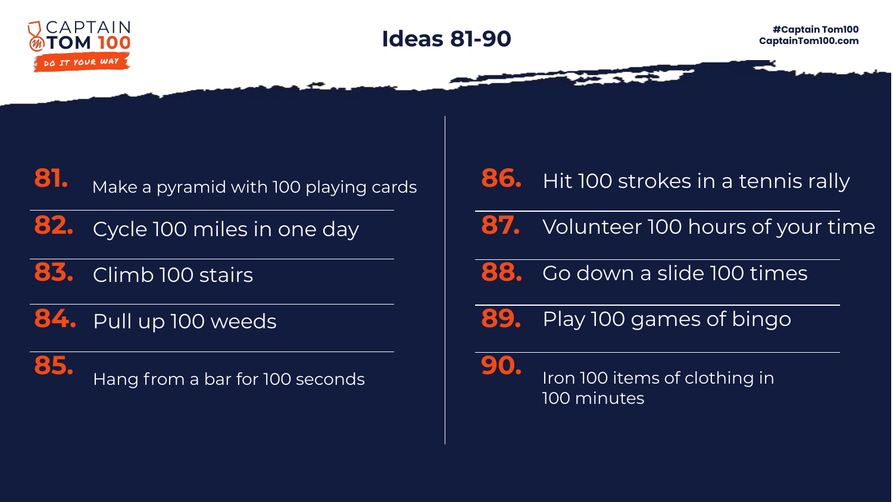# Ideas 81-90

81. Make a pyramid with 100 playing cards
82. Cycle 100 miles in one day
83. Climb 100 stairs
84. Pull up 100 weeds
85. Hang from a bar for 100 seconds
86. Hit 100 strokes in a tennis rally
87. Volunteer 100 hours of your time
88. Go down a slide 100 times
89. Play 100 games of bingo
90. Iron 100 items of clothing in 100 minutes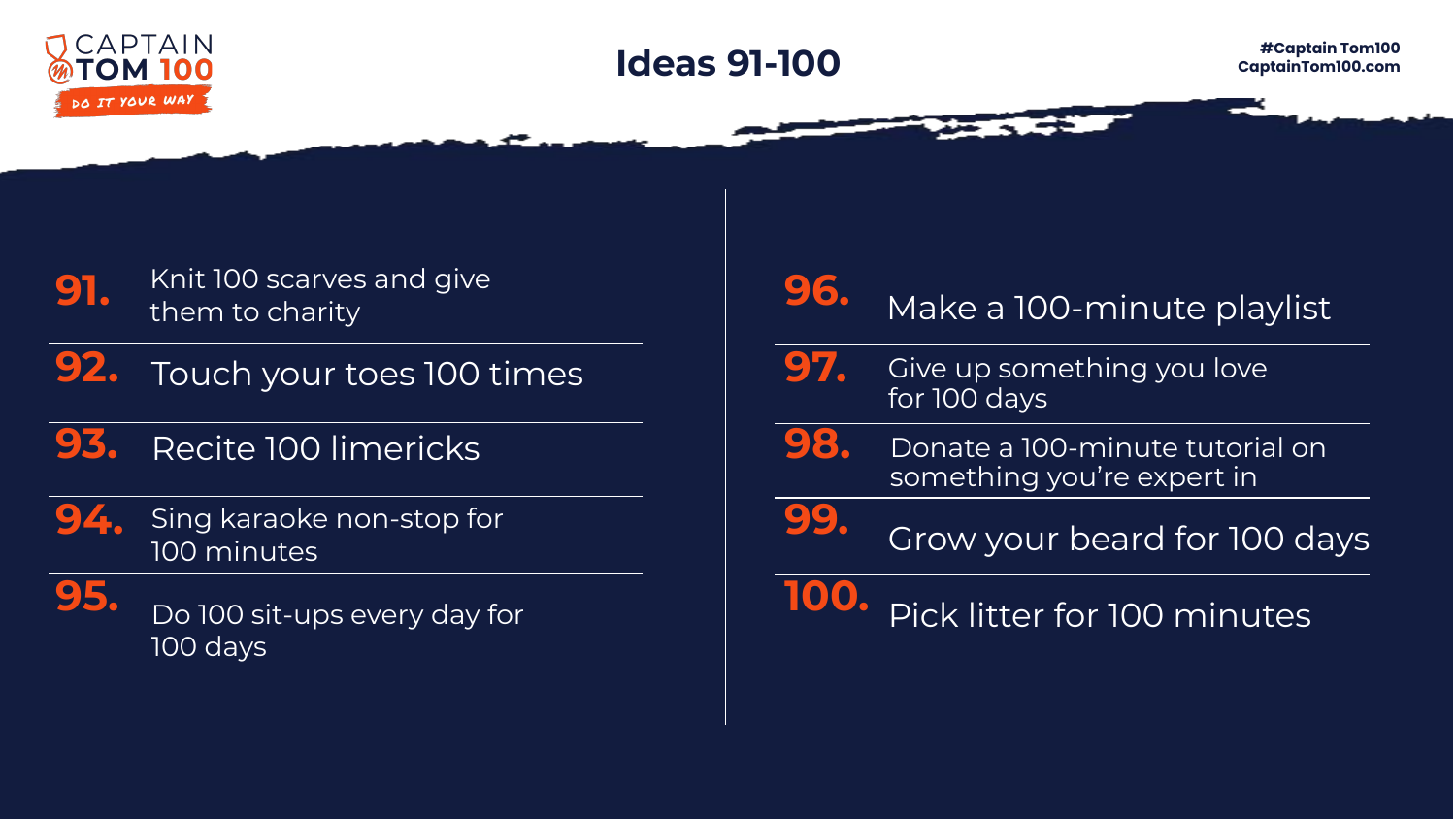CAPTAIN TOM 100

DO IT YOUR WAY

# Ideas 91-100

#Captain Tom100
CaptainTom100.com

91. Knit 100 scarves and give them to charity
92. Touch your toes 100 times
93. Recite 100 limericks
94. Sing karaoke non-stop for 100 minutes
95. Do 100 sit-ups every day for 100 days
96. Make a 100-minute playlist
97. Give up something you love for 100 days
98. Donate a 100-minute tutorial on something you're expert in
99. Grow your beard for 100 days
100. Pick litter for 100 minutes